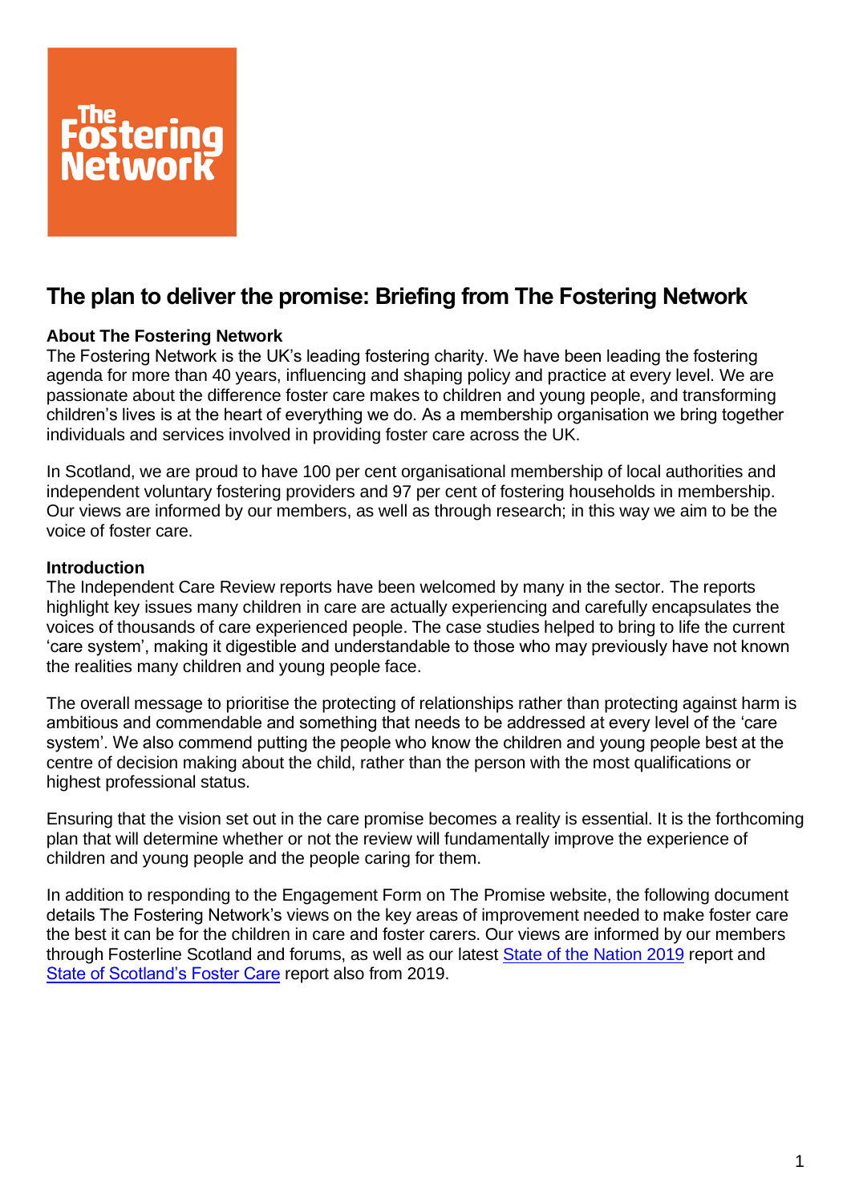# The plan to deliver the promise: Briefing from The Fostering Network

**About The Fostering Network**

The Fostering Network is the UK's leading fostering charity. We have been leading the fostering agenda for more than 40 years, influencing and shaping policy and practice at every level. We are passionate about the difference foster care makes to children and young people, and transforming children's lives is at the heart of everything we do. As a membership organisation we bring together individuals and services involved in providing foster care across the UK.

In Scotland, we are proud to have 100 per cent organisational membership of local authorities and independent voluntary fostering providers and 97 per cent of fostering households in membership. Our views are informed by our members, as well as through research; in this way we aim to be the voice of foster care.

**Introduction**

The Independent Care Review reports have been welcomed by many in the sector. The reports highlight key issues many children in care are actually experiencing and carefully encapsulates the voices of thousands of care experienced people. The case studies helped to bring to life the current 'care system', making it digestible and understandable to those who may previously have not known the realities many children and young people face.

The overall message to prioritise the protecting of relationships rather than protecting against harm is ambitious and commendable and something that needs to be addressed at every level of the 'care system'. We also commend putting the people who know the children and young people best at the centre of decision making about the child, rather than the person with the most qualifications or highest professional status.

Ensuring that the vision set out in the care promise becomes a reality is essential. It is the forthcoming plan that will determine whether or not the review will fundamentally improve the experience of children and young people and the people caring for them.

In addition to responding to the Engagement Form on The Promise website, the following document details The Fostering Network's views on the key areas of improvement needed to make foster care the best it can be for the children in care and foster carers. Our views are informed by our members through Fosterline Scotland and forums, as well as our latest State of the Nation 2019 report and State of Scotland's Foster Care report also from 2019.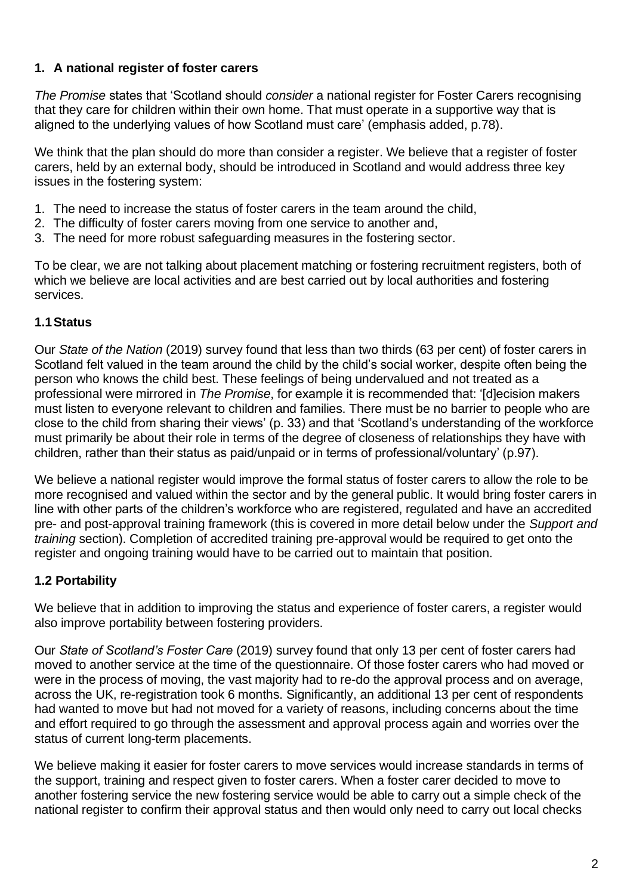## 1. A national register of foster carers

*The Promise* states that 'Scotland should *consider* a national register for Foster Carers recognising that they care for children within their own home. That must operate in a supportive way that is aligned to the underlying values of how Scotland must care' (emphasis added, p.78).

We think that the plan should do more than consider a register. We believe that a register of foster carers, held by an external body, should be introduced in Scotland and would address three key issues in the fostering system:

1. The need to increase the status of foster carers in the team around the child,
2. The difficulty of foster carers moving from one service to another and,
3. The need for more robust safeguarding measures in the fostering sector.

To be clear, we are not talking about placement matching or fostering recruitment registers, both of which we believe are local activities and are best carried out by local authorities and fostering services.

### 1.1 Status

Our *State of the Nation* (2019) survey found that less than two thirds (63 per cent) of foster carers in Scotland felt valued in the team around the child by the child's social worker, despite often being the person who knows the child best. These feelings of being undervalued and not treated as a professional were mirrored in *The Promise*, for example it is recommended that: '[d]ecision makers must listen to everyone relevant to children and families. There must be no barrier to people who are close to the child from sharing their views' (p. 33) and that 'Scotland's understanding of the workforce must primarily be about their role in terms of the degree of closeness of relationships they have with children, rather than their status as paid/unpaid or in terms of professional/voluntary' (p.97).

We believe a national register would improve the formal status of foster carers to allow the role to be more recognised and valued within the sector and by the general public. It would bring foster carers in line with other parts of the children's workforce who are registered, regulated and have an accredited pre- and post-approval training framework (this is covered in more detail below under the *Support and training* section). Completion of accredited training pre-approval would be required to get onto the register and ongoing training would have to be carried out to maintain that position.

### 1.2 Portability

We believe that in addition to improving the status and experience of foster carers, a register would also improve portability between fostering providers.

Our *State of Scotland's Foster Care* (2019) survey found that only 13 per cent of foster carers had moved to another service at the time of the questionnaire. Of those foster carers who had moved or were in the process of moving, the vast majority had to re-do the approval process and on average, across the UK, re-registration took 6 months. Significantly, an additional 13 per cent of respondents had wanted to move but had not moved for a variety of reasons, including concerns about the time and effort required to go through the assessment and approval process again and worries over the status of current long-term placements.

We believe making it easier for foster carers to move services would increase standards in terms of the support, training and respect given to foster carers. When a foster carer decided to move to another fostering service the new fostering service would be able to carry out a simple check of the national register to confirm their approval status and then would only need to carry out local checks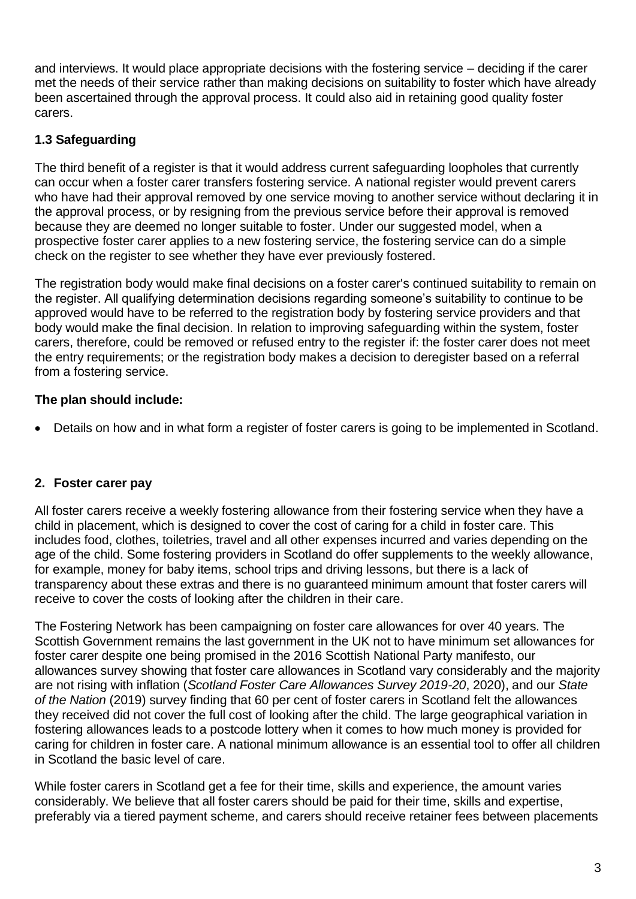and interviews. It would place appropriate decisions with the fostering service – deciding if the carer met the needs of their service rather than making decisions on suitability to foster which have already been ascertained through the approval process. It could also aid in retaining good quality foster carers.

### 1.3 Safeguarding

The third benefit of a register is that it would address current safeguarding loopholes that currently can occur when a foster carer transfers fostering service. A national register would prevent carers who have had their approval removed by one service moving to another service without declaring it in the approval process, or by resigning from the previous service before their approval is removed because they are deemed no longer suitable to foster. Under our suggested model, when a prospective foster carer applies to a new fostering service, the fostering service can do a simple check on the register to see whether they have ever previously fostered.

The registration body would make final decisions on a foster carer's continued suitability to remain on the register. All qualifying determination decisions regarding someone's suitability to continue to be approved would have to be referred to the registration body by fostering service providers and that body would make the final decision. In relation to improving safeguarding within the system, foster carers, therefore, could be removed or refused entry to the register if: the foster carer does not meet the entry requirements; or the registration body makes a decision to deregister based on a referral from a fostering service.

**The plan should include:**

- Details on how and in what form a register of foster carers is going to be implemented in Scotland.

## 2. Foster carer pay

All foster carers receive a weekly fostering allowance from their fostering service when they have a child in placement, which is designed to cover the cost of caring for a child in foster care. This includes food, clothes, toiletries, travel and all other expenses incurred and varies depending on the age of the child. Some fostering providers in Scotland do offer supplements to the weekly allowance, for example, money for baby items, school trips and driving lessons, but there is a lack of transparency about these extras and there is no guaranteed minimum amount that foster carers will receive to cover the costs of looking after the children in their care.

The Fostering Network has been campaigning on foster care allowances for over 40 years. The Scottish Government remains the last government in the UK not to have minimum set allowances for foster carer despite one being promised in the 2016 Scottish National Party manifesto, our allowances survey showing that foster care allowances in Scotland vary considerably and the majority are not rising with inflation (*Scotland Foster Care Allowances Survey 2019-20*, 2020), and our *State of the Nation* (2019) survey finding that 60 per cent of foster carers in Scotland felt the allowances they received did not cover the full cost of looking after the child. The large geographical variation in fostering allowances leads to a postcode lottery when it comes to how much money is provided for caring for children in foster care. A national minimum allowance is an essential tool to offer all children in Scotland the basic level of care.

While foster carers in Scotland get a fee for their time, skills and experience, the amount varies considerably. We believe that all foster carers should be paid for their time, skills and expertise, preferably via a tiered payment scheme, and carers should receive retainer fees between placements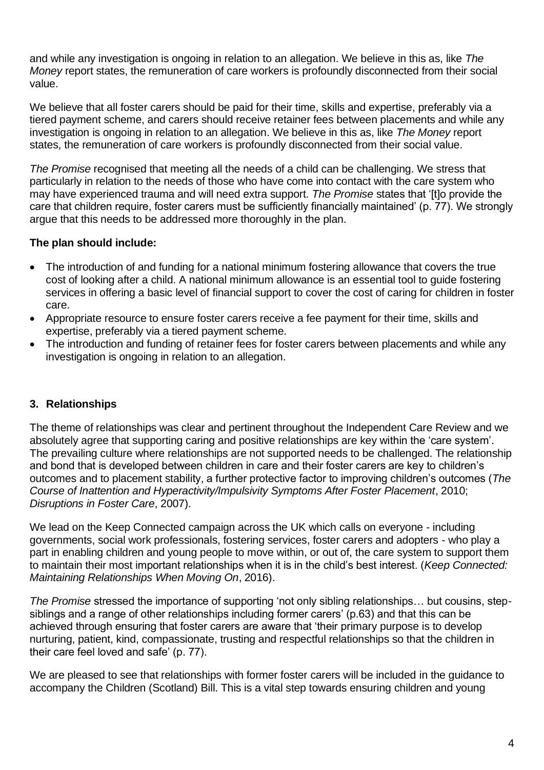and while any investigation is ongoing in relation to an allegation. We believe in this as, like *The Money* report states, the remuneration of care workers is profoundly disconnected from their social value.

We believe that all foster carers should be paid for their time, skills and expertise, preferably via a tiered payment scheme, and carers should receive retainer fees between placements and while any investigation is ongoing in relation to an allegation. We believe in this as, like *The Money* report states, the remuneration of care workers is profoundly disconnected from their social value.

*The Promise* recognised that meeting all the needs of a child can be challenging. We stress that particularly in relation to the needs of those who have come into contact with the care system who may have experienced trauma and will need extra support. *The Promise* states that '[t]o provide the care that children require, foster carers must be sufficiently financially maintained' (p. 77). We strongly argue that this needs to be addressed more thoroughly in the plan.

**The plan should include:**

- The introduction of and funding for a national minimum fostering allowance that covers the true cost of looking after a child. A national minimum allowance is an essential tool to guide fostering services in offering a basic level of financial support to cover the cost of caring for children in foster care.
- Appropriate resource to ensure foster carers receive a fee payment for their time, skills and expertise, preferably via a tiered payment scheme.
- The introduction and funding of retainer fees for foster carers between placements and while any investigation is ongoing in relation to an allegation.

### 3. Relationships

The theme of relationships was clear and pertinent throughout the Independent Care Review and we absolutely agree that supporting caring and positive relationships are key within the 'care system'. The prevailing culture where relationships are not supported needs to be challenged. The relationship and bond that is developed between children in care and their foster carers are key to children's outcomes and to placement stability, a further protective factor to improving children's outcomes (*The Course of Inattention and Hyperactivity/Impulsivity Symptoms After Foster Placement*, 2010; *Disruptions in Foster Care*, 2007).

We lead on the Keep Connected campaign across the UK which calls on everyone - including governments, social work professionals, fostering services, foster carers and adopters - who play a part in enabling children and young people to move within, or out of, the care system to support them to maintain their most important relationships when it is in the child's best interest. (*Keep Connected: Maintaining Relationships When Moving On*, 2016).

*The Promise* stressed the importance of supporting 'not only sibling relationships… but cousins, step-siblings and a range of other relationships including former carers' (p.63) and that this can be achieved through ensuring that foster carers are aware that 'their primary purpose is to develop nurturing, patient, kind, compassionate, trusting and respectful relationships so that the children in their care feel loved and safe' (p. 77).

We are pleased to see that relationships with former foster carers will be included in the guidance to accompany the Children (Scotland) Bill. This is a vital step towards ensuring children and young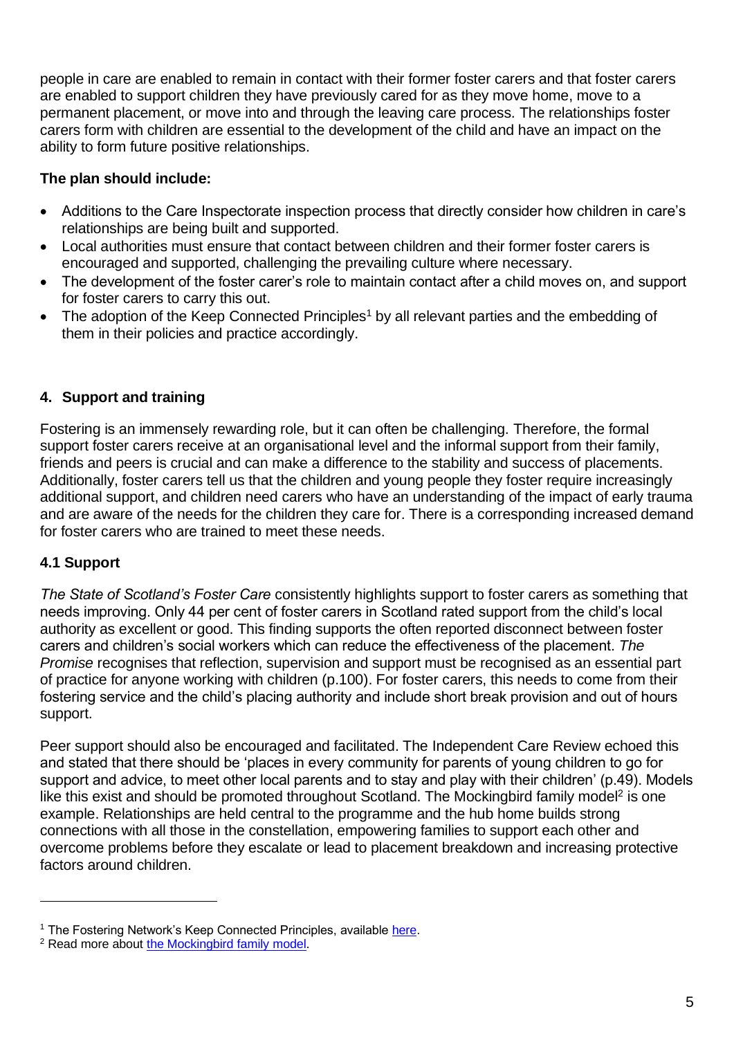people in care are enabled to remain in contact with their former foster carers and that foster carers are enabled to support children they have previously cared for as they move home, move to a permanent placement, or move into and through the leaving care process. The relationships foster carers form with children are essential to the development of the child and have an impact on the ability to form future positive relationships.

**The plan should include:**

- Additions to the Care Inspectorate inspection process that directly consider how children in care's relationships are being built and supported.
- Local authorities must ensure that contact between children and their former foster carers is encouraged and supported, challenging the prevailing culture where necessary.
- The development of the foster carer's role to maintain contact after a child moves on, and support for foster carers to carry this out.
- The adoption of the Keep Connected Principles[1] by all relevant parties and the embedding of them in their policies and practice accordingly.

## 4. Support and training

Fostering is an immensely rewarding role, but it can often be challenging. Therefore, the formal support foster carers receive at an organisational level and the informal support from their family, friends and peers is crucial and can make a difference to the stability and success of placements. Additionally, foster carers tell us that the children and young people they foster require increasingly additional support, and children need carers who have an understanding of the impact of early trauma and are aware of the needs for the children they care for. There is a corresponding increased demand for foster carers who are trained to meet these needs.

### 4.1 Support

*The State of Scotland's Foster Care* consistently highlights support to foster carers as something that needs improving. Only 44 per cent of foster carers in Scotland rated support from the child's local authority as excellent or good. This finding supports the often reported disconnect between foster carers and children's social workers which can reduce the effectiveness of the placement. *The Promise* recognises that reflection, supervision and support must be recognised as an essential part of practice for anyone working with children (p.100). For foster carers, this needs to come from their fostering service and the child's placing authority and include short break provision and out of hours support.

Peer support should also be encouraged and facilitated. The Independent Care Review echoed this and stated that there should be 'places in every community for parents of young children to go for support and advice, to meet other local parents and to stay and play with their children' (p.49). Models like this exist and should be promoted throughout Scotland. The Mockingbird family model[2] is one example. Relationships are held central to the programme and the hub home builds strong connections with all those in the constellation, empowering families to support each other and overcome problems before they escalate or lead to placement breakdown and increasing protective factors around children.

---

[1] The Fostering Network's Keep Connected Principles, available here.

[2] Read more about the Mockingbird family model.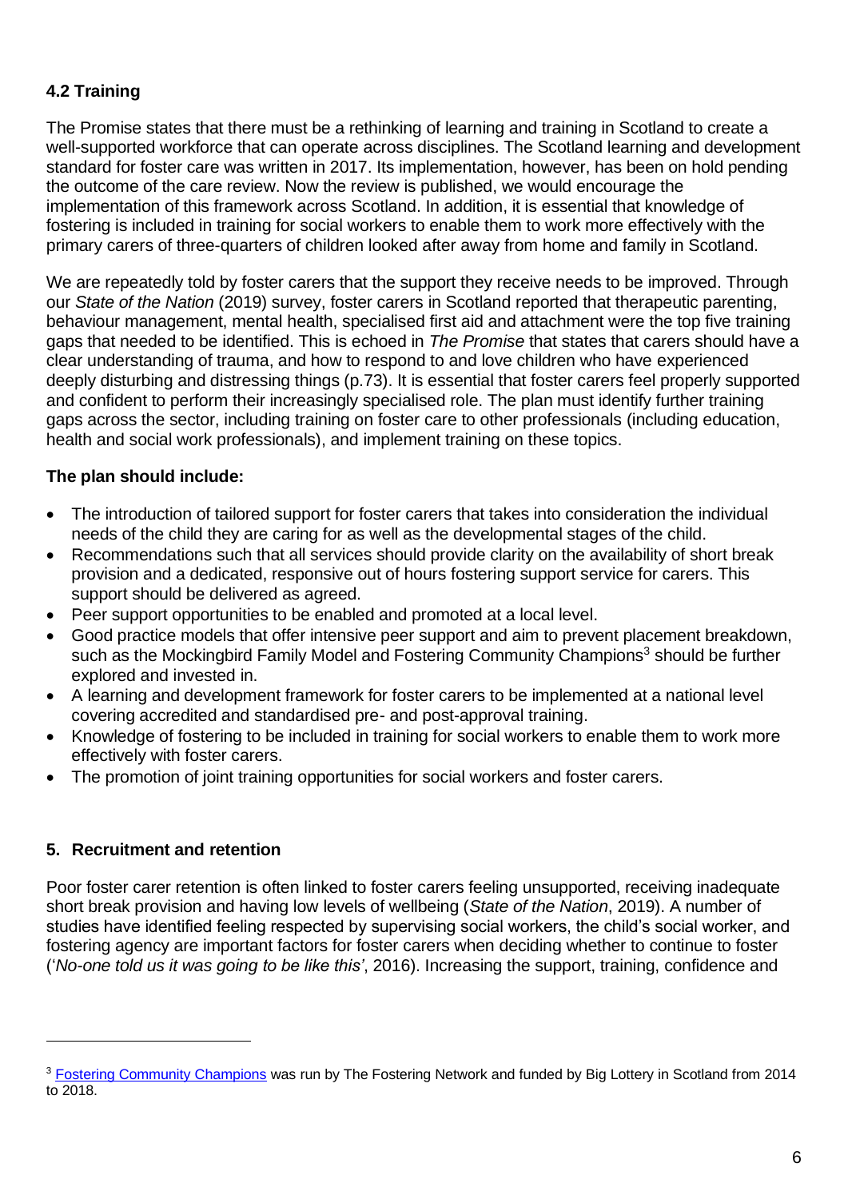### 4.2 Training

The Promise states that there must be a rethinking of learning and training in Scotland to create a well-supported workforce that can operate across disciplines. The Scotland learning and development standard for foster care was written in 2017. Its implementation, however, has been on hold pending the outcome of the care review. Now the review is published, we would encourage the implementation of this framework across Scotland. In addition, it is essential that knowledge of fostering is included in training for social workers to enable them to work more effectively with the primary carers of three-quarters of children looked after away from home and family in Scotland.

We are repeatedly told by foster carers that the support they receive needs to be improved. Through our *State of the Nation* (2019) survey, foster carers in Scotland reported that therapeutic parenting, behaviour management, mental health, specialised first aid and attachment were the top five training gaps that needed to be identified. This is echoed in *The Promise* that states that carers should have a clear understanding of trauma, and how to respond to and love children who have experienced deeply disturbing and distressing things (p.73). It is essential that foster carers feel properly supported and confident to perform their increasingly specialised role. The plan must identify further training gaps across the sector, including training on foster care to other professionals (including education, health and social work professionals), and implement training on these topics.

**The plan should include:**

- The introduction of tailored support for foster carers that takes into consideration the individual needs of the child they are caring for as well as the developmental stages of the child.
- Recommendations such that all services should provide clarity on the availability of short break provision and a dedicated, responsive out of hours fostering support service for carers. This support should be delivered as agreed.
- Peer support opportunities to be enabled and promoted at a local level.
- Good practice models that offer intensive peer support and aim to prevent placement breakdown, such as the Mockingbird Family Model and Fostering Community Champions[3] should be further explored and invested in.
- A learning and development framework for foster carers to be implemented at a national level covering accredited and standardised pre- and post-approval training.
- Knowledge of fostering to be included in training for social workers to enable them to work more effectively with foster carers.
- The promotion of joint training opportunities for social workers and foster carers.

## 5. Recruitment and retention

Poor foster carer retention is often linked to foster carers feeling unsupported, receiving inadequate short break provision and having low levels of wellbeing (*State of the Nation*, 2019). A number of studies have identified feeling respected by supervising social workers, the child's social worker, and fostering agency are important factors for foster carers when deciding whether to continue to foster (*'No-one told us it was going to be like this'*, 2016). Increasing the support, training, confidence and

---

[3] Fostering Community Champions was run by The Fostering Network and funded by Big Lottery in Scotland from 2014 to 2018.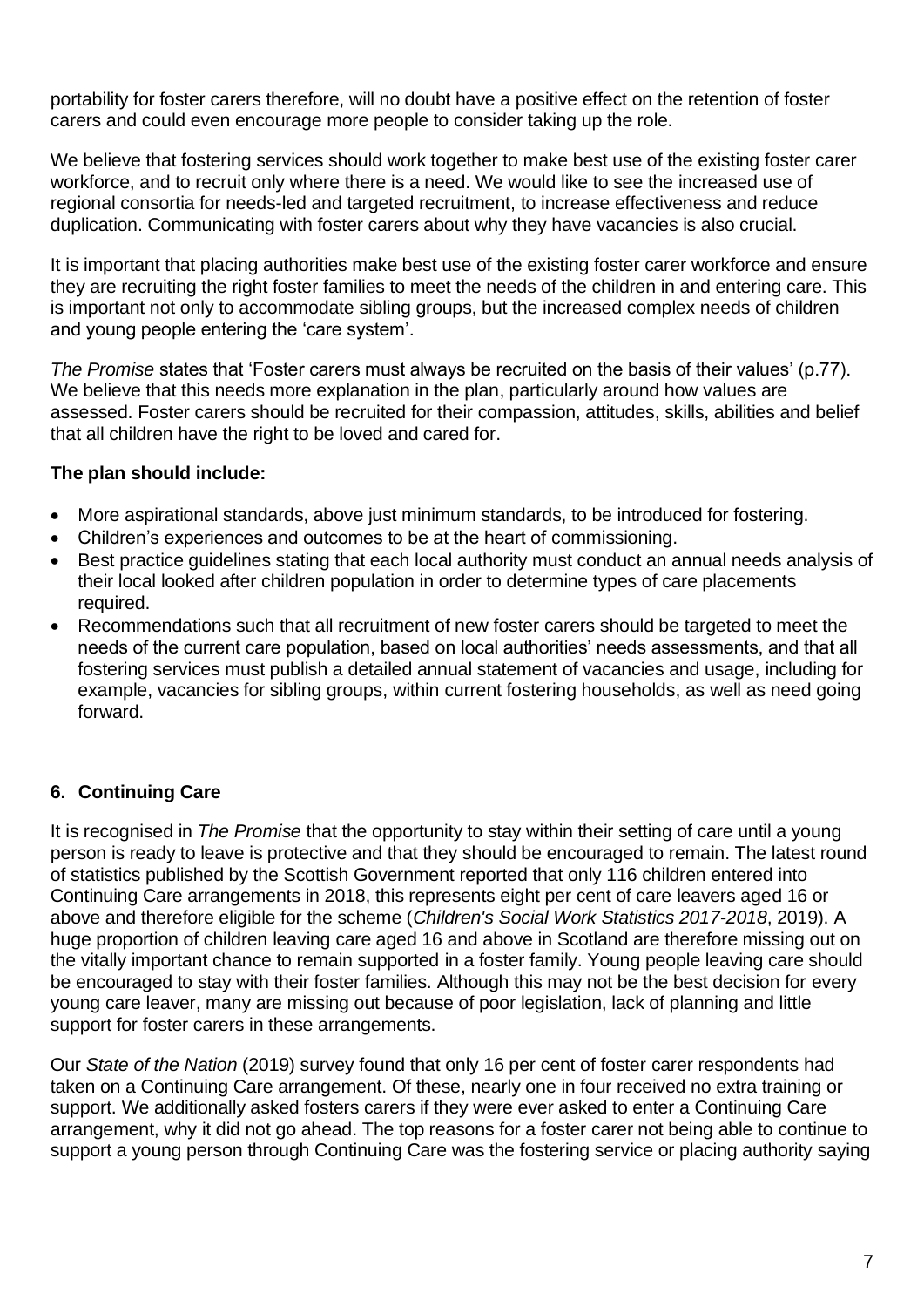portability for foster carers therefore, will no doubt have a positive effect on the retention of foster carers and could even encourage more people to consider taking up the role.

We believe that fostering services should work together to make best use of the existing foster carer workforce, and to recruit only where there is a need. We would like to see the increased use of regional consortia for needs-led and targeted recruitment, to increase effectiveness and reduce duplication. Communicating with foster carers about why they have vacancies is also crucial.

It is important that placing authorities make best use of the existing foster carer workforce and ensure they are recruiting the right foster families to meet the needs of the children in and entering care. This is important not only to accommodate sibling groups, but the increased complex needs of children and young people entering the 'care system'.

*The Promise* states that 'Foster carers must always be recruited on the basis of their values' (p.77). We believe that this needs more explanation in the plan, particularly around how values are assessed. Foster carers should be recruited for their compassion, attitudes, skills, abilities and belief that all children have the right to be loved and cared for.

**The plan should include:**

- More aspirational standards, above just minimum standards, to be introduced for fostering.
- Children's experiences and outcomes to be at the heart of commissioning.
- Best practice guidelines stating that each local authority must conduct an annual needs analysis of their local looked after children population in order to determine types of care placements required.
- Recommendations such that all recruitment of new foster carers should be targeted to meet the needs of the current care population, based on local authorities' needs assessments, and that all fostering services must publish a detailed annual statement of vacancies and usage, including for example, vacancies for sibling groups, within current fostering households, as well as need going forward.

## 6. Continuing Care

It is recognised in *The Promise* that the opportunity to stay within their setting of care until a young person is ready to leave is protective and that they should be encouraged to remain. The latest round of statistics published by the Scottish Government reported that only 116 children entered into Continuing Care arrangements in 2018, this represents eight per cent of care leavers aged 16 or above and therefore eligible for the scheme (*Children's Social Work Statistics 2017-2018*, 2019). A huge proportion of children leaving care aged 16 and above in Scotland are therefore missing out on the vitally important chance to remain supported in a foster family. Young people leaving care should be encouraged to stay with their foster families. Although this may not be the best decision for every young care leaver, many are missing out because of poor legislation, lack of planning and little support for foster carers in these arrangements.

Our *State of the Nation* (2019) survey found that only 16 per cent of foster carer respondents had taken on a Continuing Care arrangement. Of these, nearly one in four received no extra training or support. We additionally asked fosters carers if they were ever asked to enter a Continuing Care arrangement, why it did not go ahead. The top reasons for a foster carer not being able to continue to support a young person through Continuing Care was the fostering service or placing authority saying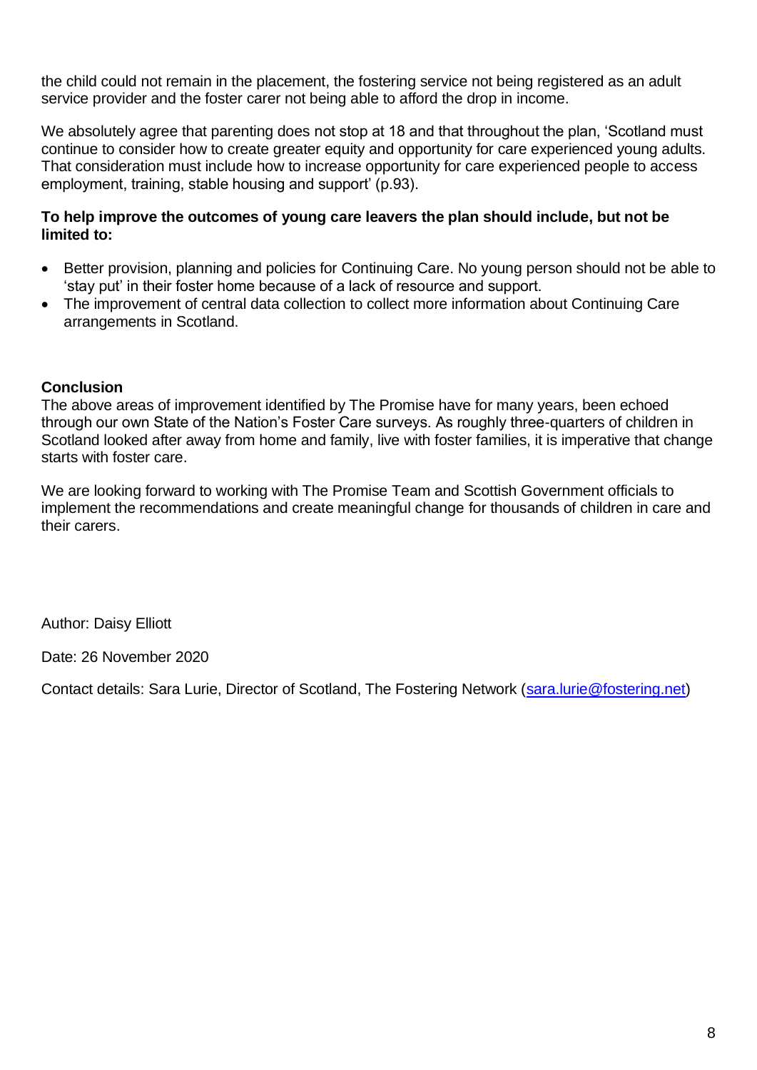the child could not remain in the placement, the fostering service not being registered as an adult service provider and the foster carer not being able to afford the drop in income.

We absolutely agree that parenting does not stop at 18 and that throughout the plan, 'Scotland must continue to consider how to create greater equity and opportunity for care experienced young adults. That consideration must include how to increase opportunity for care experienced people to access employment, training, stable housing and support' (p.93).

**To help improve the outcomes of young care leavers the plan should include, but not be limited to:**

- Better provision, planning and policies for Continuing Care. No young person should not be able to 'stay put' in their foster home because of a lack of resource and support.
- The improvement of central data collection to collect more information about Continuing Care arrangements in Scotland.

**Conclusion**

The above areas of improvement identified by The Promise have for many years, been echoed through our own State of the Nation's Foster Care surveys. As roughly three-quarters of children in Scotland looked after away from home and family, live with foster families, it is imperative that change starts with foster care.

We are looking forward to working with The Promise Team and Scottish Government officials to implement the recommendations and create meaningful change for thousands of children in care and their carers.

Author: Daisy Elliott

Date: 26 November 2020

Contact details: Sara Lurie, Director of Scotland, The Fostering Network (sara.lurie@fostering.net)